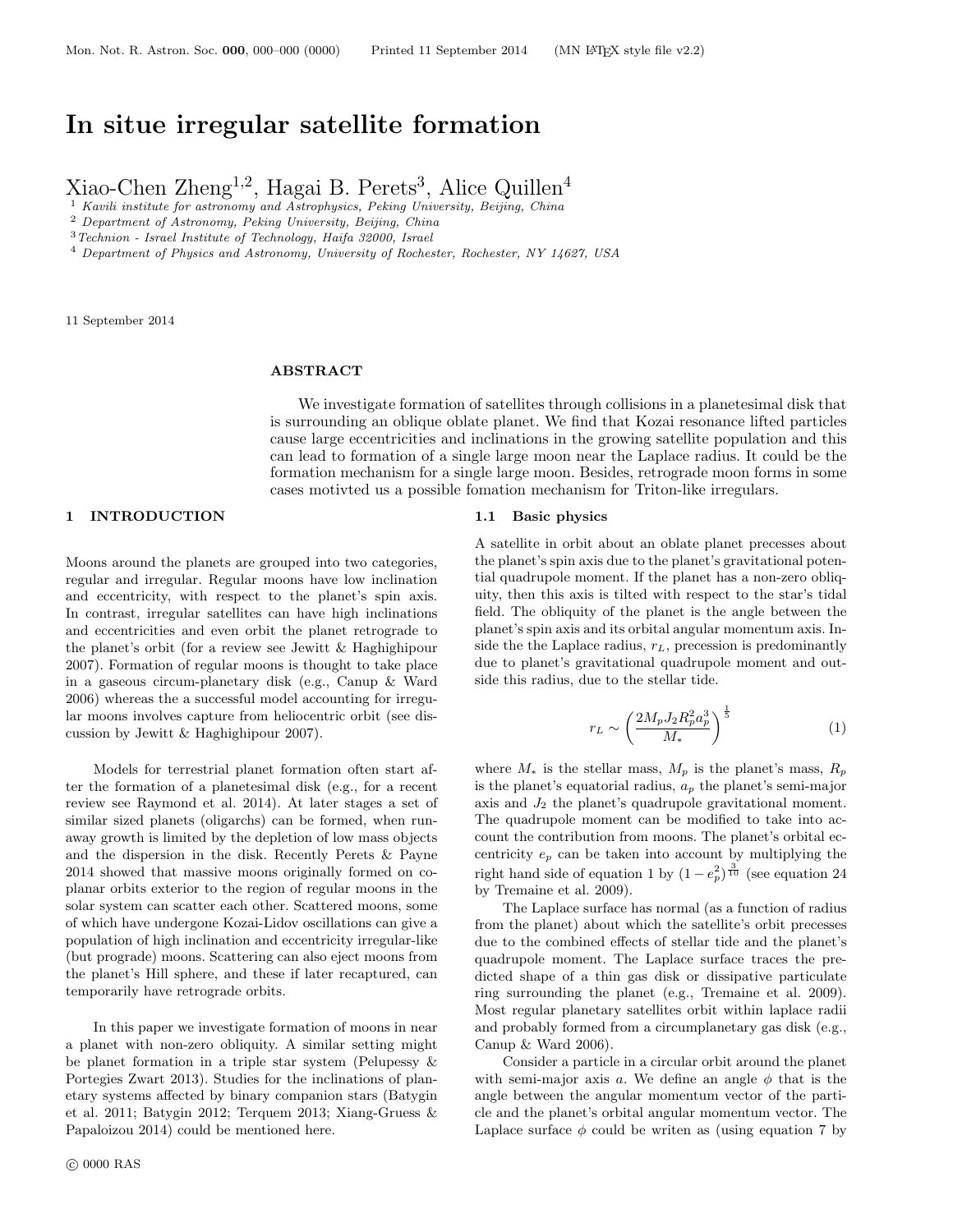# In situe irregular satellite formation

Xiao-Chen Zheng[1,2], Hagai B. Perets[3], Alice Quillen[4]

[1] *Kavili institute for astronomy and Astrophysics, Peking University, Beijing, China*
[2] *Department of Astronomy, Peking University, Beijing, China*
[3] *Technion - Israel Institute of Technology, Haifa 32000, Israel*
[4] *Department of Physics and Astronomy, University of Rochester, Rochester, NY 14627, USA*

11 September 2014

## ABSTRACT

We investigate formation of satellites through collisions in a planetesimal disk that is surrounding an oblique oblate planet. We find that Kozai resonance lifted particles cause large eccentricities and inclinations in the growing satellite population and this can lead to formation of a single large moon near the Laplace radius. It could be the formation mechanism for a single large moon. Besides, retrograde moon forms in some cases motivted us a possible fomation mechanism for Triton-like irregulars.

## 1 INTRODUCTION

Moons around the planets are grouped into two categories, regular and irregular. Regular moons have low inclination and eccentricity, with respect to the planet's spin axis. In contrast, irregular satellites can have high inclinations and eccentricities and even orbit the planet retrograde to the planet's orbit (for a review see Jewitt & Haghighipour 2007). Formation of regular moons is thought to take place in a gaseous circum-planetary disk (e.g., Canup & Ward 2006) whereas the a successful model accounting for irregular moons involves capture from heliocentric orbit (see discussion by Jewitt & Haghighipour 2007).

Models for terrestrial planet formation often start after the formation of a planetesimal disk (e.g., for a recent review see Raymond et al. 2014). At later stages a set of similar sized planets (oligarchs) can be formed, when runaway growth is limited by the depletion of low mass objects and the dispersion in the disk. Recently Perets & Payne 2014 showed that massive moons originally formed on coplanar orbits exterior to the region of regular moons in the solar system can scatter each other. Scattered moons, some of which have undergone Kozai-Lidov oscillations can give a population of high inclination and eccentricity irregular-like (but prograde) moons. Scattering can also eject moons from the planet's Hill sphere, and these if later recaptured, can temporarily have retrograde orbits.

In this paper we investigate formation of moons in near a planet with non-zero obliquity. A similar setting might be planet formation in a triple star system (Pelupessy & Portegies Zwart 2013). Studies for the inclinations of planetary systems affected by binary companion stars (Batygin et al. 2011; Batygin 2012; Terquem 2013; Xiang-Gruess & Papaloizou 2014) could be mentioned here.

### 1.1 Basic physics

A satellite in orbit about an oblate planet precesses about the planet's spin axis due to the planet's gravitational potential quadrupole moment. If the planet has a non-zero obliquity, then this axis is tilted with respect to the star's tidal field. The obliquity of the planet is the angle between the planet's spin axis and its orbital angular momentum axis. Inside the the Laplace radius, $r_L$, precession is predominantly due to planet's gravitational quadrupole moment and outside this radius, due to the stellar tide.

$$r_L \sim \left( \frac{2 M_p J_2 R_p^2 a_p^3}{M_*} \right)^{\frac{1}{5}} \tag{1}$$

where $M_*$ is the stellar mass, $M_p$ is the planet's mass, $R_p$ is the planet's equatorial radius, $a_p$ the planet's semi-major axis and $J_2$ the planet's quadrupole gravitational moment. The quadrupole moment can be modified to take into account the contribution from moons. The planet's orbital eccentricity $e_p$ can be taken into account by multiplying the right hand side of equation 1 by $(1 - e_p^2)^{\frac{3}{10}}$ (see equation 24 by Tremaine et al. 2009).

The Laplace surface has normal (as a function of radius from the planet) about which the satellite's orbit precesses due to the combined effects of stellar tide and the planet's quadrupole moment. The Laplace surface traces the predicted shape of a thin gas disk or dissipative particulate ring surrounding the planet (e.g., Tremaine et al. 2009). Most regular planetary satellites orbit within laplace radii and probably formed from a circumplanetary gas disk (e.g., Canup & Ward 2006).

Consider a particle in a circular orbit around the planet with semi-major axis $a$. We define an angle $\phi$ that is the angle between the angular momentum vector of the particle and the planet's orbital angular momentum vector. The Laplace surface $\phi$ could be writen as (using equation 7 by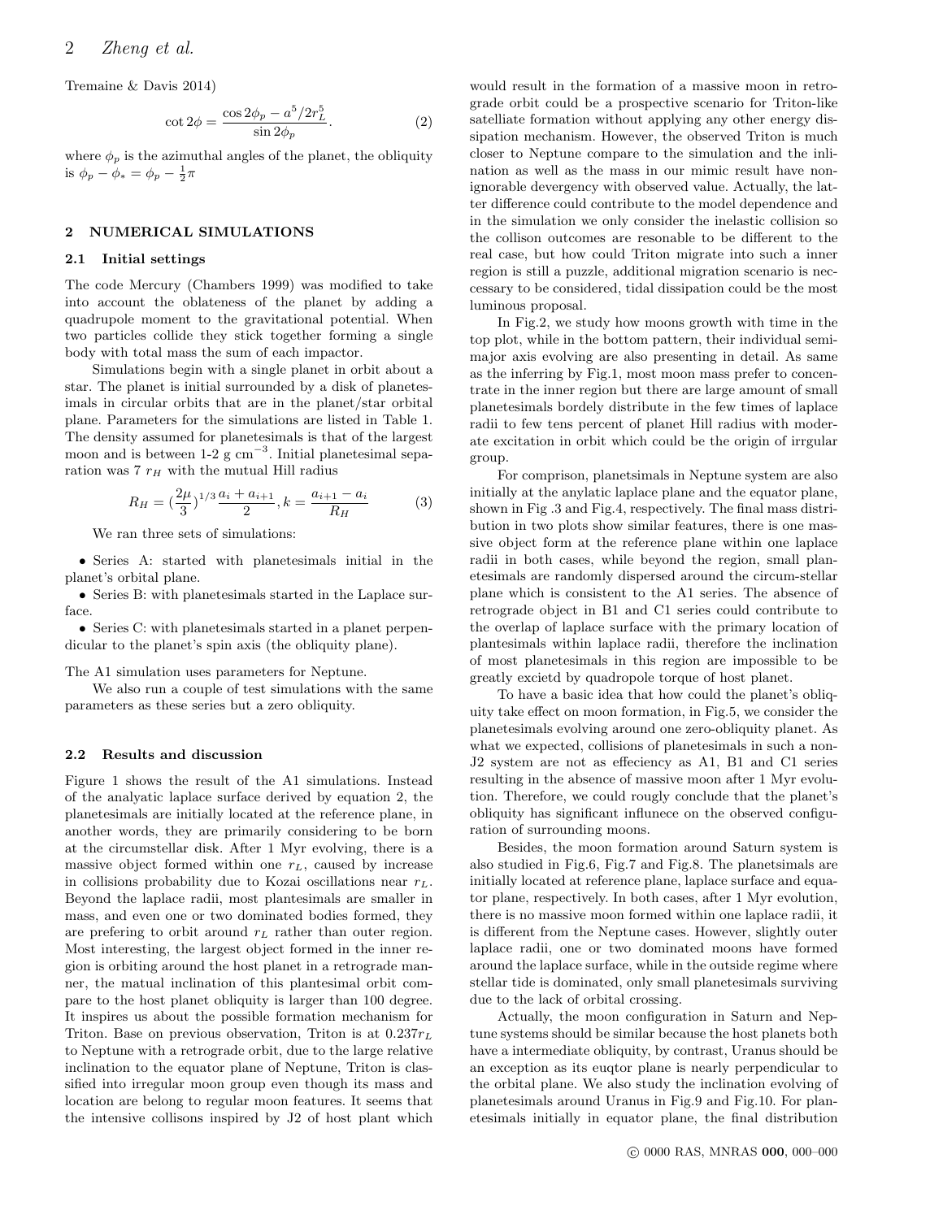Tremaine & Davis 2014)

$$\cot 2\phi = \frac{\cos 2\phi_p - a^5/2r_L^5}{\sin 2\phi_p}. \tag{2}$$

where $\phi_p$ is the azimuthal angles of the planet, the obliquity is $\phi_p - \phi_* = \phi_p - \frac{1}{2}\pi$

## 2 NUMERICAL SIMULATIONS

### 2.1 Initial settings

The code Mercury (Chambers 1999) was modified to take into account the oblateness of the planet by adding a quadrupole moment to the gravitational potential. When two particles collide they stick together forming a single body with total mass the sum of each impactor.

Simulations begin with a single planet in orbit about a star. The planet is initial surrounded by a disk of planetesimals in circular orbits that are in the planet/star orbital plane. Parameters for the simulations are listed in Table 1. The density assumed for planetesimals is that of the largest moon and is between 1-2 g cm$^{-3}$. Initial planetesimal separation was 7 $r_H$ with the mutual Hill radius

$$R_H = (\frac{2\mu}{3})^{1/3}\frac{a_i + a_{i+1}}{2}, k = \frac{a_{i+1} - a_i}{R_H} \tag{3}$$

We ran three sets of simulations:

- Series A: started with planetesimals initial in the planet's orbital plane.
- Series B: with planetesimals started in the Laplace surface.
- Series C: with planetesimals started in a planet perpendicular to the planet's spin axis (the obliquity plane).

The A1 simulation uses parameters for Neptune.

We also run a couple of test simulations with the same parameters as these series but a zero obliquity.

### 2.2 Results and discussion

Figure 1 shows the result of the A1 simulations. Instead of the analyatic laplace surface derived by equation 2, the planetesimals are initially located at the reference plane, in another words, they are primarily considering to be born at the circumstellar disk. After 1 Myr evolving, there is a massive object formed within one $r_L$, caused by increase in collisions probability due to Kozai oscillations near $r_L$. Beyond the laplace radii, most plantesimals are smaller in mass, and even one or two dominated bodies formed, they are prefering to orbit around $r_L$ rather than outer region. Most interesting, the largest object formed in the inner region is orbiting around the host planet in a retrograde manner, the matual inclination of this plantesimal orbit compare to the host planet obliquity is larger than 100 degree. It inspires us about the possible formation mechanism for Triton. Base on previous observation, Triton is at $0.237r_L$ to Neptune with a retrograde orbit, due to the large relative inclination to the equator plane of Neptune, Triton is classified into irregular moon group even though its mass and location are belong to regular moon features. It seems that the intensive collisons inspired by J2 of host plant which would result in the formation of a massive moon in retrograde orbit could be a prospective scenario for Triton-like satelliate formation without applying any other energy dissipation mechanism. However, the observed Triton is much closer to Neptune compare to the simulation and the inlination as well as the mass in our mimic result have nonignorable devergency with observed value. Actually, the latter difference could contribute to the model dependence and in the simulation we only consider the inelastic collision so the collison outcomes are resonable to be different to the real case, but how could Triton migrate into such a inner region is still a puzzle, additional migration scenario is neccessary to be considered, tidal dissipation could be the most luminous proposal.

In Fig.2, we study how moons growth with time in the top plot, while in the bottom pattern, their individual semimajor axis evolving are also presenting in detail. As same as the inferring by Fig.1, most moon mass prefer to concentrate in the inner region but there are large amount of small planetesimals bordely distribute in the few times of laplace radii to few tens percent of planet Hill radius with moderate excitation in orbit which could be the origin of irrgular group.

For comprison, planetsimals in Neptune system are also initially at the anylatic laplace plane and the equator plane, shown in Fig .3 and Fig.4, respectively. The final mass distribution in two plots show similar features, there is one massive object form at the reference plane within one laplace radii in both cases, while beyond the region, small planetesimals are randomly dispersed around the circum-stellar plane which is consistent to the A1 series. The absence of retrograde object in B1 and C1 series could contribute to the overlap of laplace surface with the primary location of plantesimals within laplace radii, therefore the inclination of most planetesimals in this region are impossible to be greatly excietd by quadropole torque of host planet.

To have a basic idea that how could the planet's obliquity take effect on moon formation, in Fig.5, we consider the planetesimals evolving around one zero-obliquity planet. As what we expected, collisions of planetesimals in such a non-J2 system are not as effeciency as A1, B1 and C1 series resulting in the absence of massive moon after 1 Myr evolution. Therefore, we could rougly conclude that the planet's obliquity has significant influnece on the observed configuration of surrounding moons.

Besides, the moon formation around Saturn system is also studied in Fig.6, Fig.7 and Fig.8. The planetsimals are initially located at reference plane, laplace surface and equator plane, respectively. In both cases, after 1 Myr evolution, there is no massive moon formed within one laplace radii, it is different from the Neptune cases. However, slightly outer laplace radii, one or two dominated moons have formed around the laplace surface, while in the outside regime where stellar tide is dominated, only small planetesimals surviving due to the lack of orbital crossing.

Actually, the moon configuration in Saturn and Neptune systems should be similar because the host planets both have a intermediate obliquity, by contrast, Uranus should be an exception as its euqtor plane is nearly perpendicular to the orbital plane. We also study the inclination evolving of planetesimals around Uranus in Fig.9 and Fig.10. For planetesimals initially in equator plane, the final distribution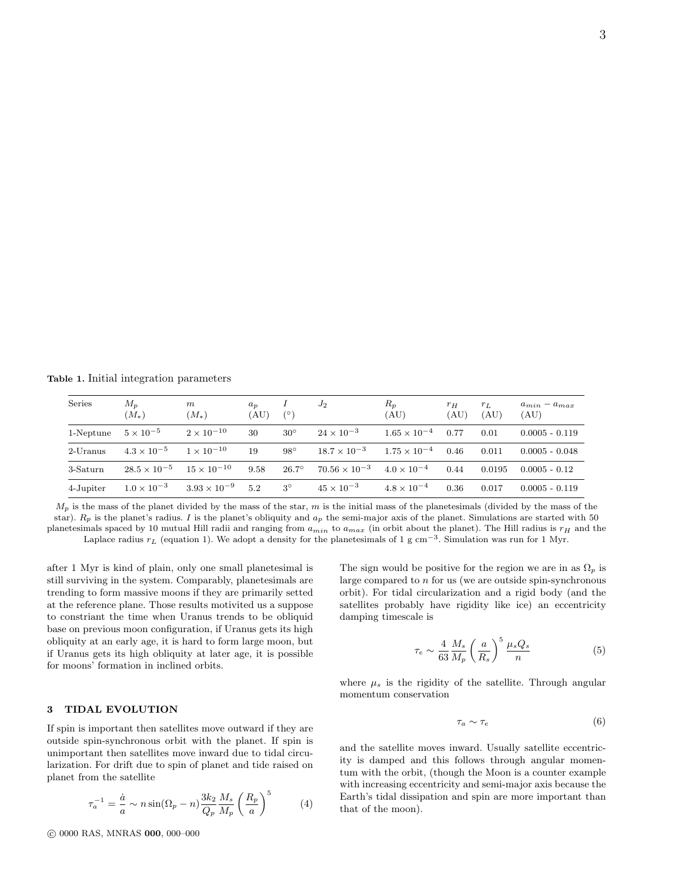**Table 1.** Initial integration parameters

| Series | $M_p$ ($M_*$) | $m$ ($M_*$) | $a_p$ (AU) | $I$ (°) | $J_2$ | $R_p$ (AU) | $r_H$ (AU) | $r_L$ (AU) | $a_{min} - a_{max}$ (AU) |
|---|---|---|---|---|---|---|---|---|---|
| 1-Neptune | $5 \times 10^{-5}$ | $2 \times 10^{-10}$ | 30 | 30° | $24 \times 10^{-3}$ | $1.65 \times 10^{-4}$ | 0.77 | 0.01 | 0.0005 - 0.119 |
| 2-Uranus | $4.3 \times 10^{-5}$ | $1 \times 10^{-10}$ | 19 | 98° | $18.7 \times 10^{-3}$ | $1.75 \times 10^{-4}$ | 0.46 | 0.011 | 0.0005 - 0.048 |
| 3-Saturn | $28.5 \times 10^{-5}$ | $15 \times 10^{-10}$ | 9.58 | 26.7° | $70.56 \times 10^{-3}$ | $4.0 \times 10^{-4}$ | 0.44 | 0.0195 | 0.0005 - 0.12 |
| 4-Jupiter | $1.0 \times 10^{-3}$ | $3.93 \times 10^{-9}$ | 5.2 | 3° | $45 \times 10^{-3}$ | $4.8 \times 10^{-4}$ | 0.36 | 0.017 | 0.0005 - 0.119 |

$M_p$ is the mass of the planet divided by the mass of the star, $m$ is the initial mass of the planetesimals (divided by the mass of the star). $R_p$ is the planet's radius. $I$ is the planet's obliquity and $a_p$ the semi-major axis of the planet. Simulations are started with 50 planetesimals spaced by 10 mutual Hill radii and ranging from $a_{min}$ to $a_{max}$ (in orbit about the planet). The Hill radius is $r_H$ and the Laplace radius $r_L$ (equation 1). We adopt a density for the planetesimals of 1 g cm$^{-3}$. Simulation was run for 1 Myr.

after 1 Myr is kind of plain, only one small planetesimal is still surviving in the system. Comparably, planetesimals are trending to form massive moons if they are primarily setted at the reference plane. Those results motivited us a suppose to constriant the time when Uranus trends to be obliquid base on previous moon configuration, if Uranus gets its high obliquity at an early age, it is hard to form large moon, but if Uranus gets its high obliquity at later age, it is possible for moons' formation in inclined orbits.

## 3 TIDAL EVOLUTION

If spin is important then satellites move outward if they are outside spin-synchronous orbit with the planet. If spin is unimportant then satellites move inward due to tidal circularization. For drift due to spin of planet and tide raised on planet from the satellite

$$\tau_a^{-1} = \frac{\dot{a}}{a} \sim n \sin(\Omega_p - n) \frac{3k_2}{Q_p} \frac{M_s}{M_p} \left( \frac{R_p}{a} \right)^5 \tag{4}$$

The sign would be positive for the region we are in as $\Omega_p$ is large compared to $n$ for us (we are outside spin-synchronous orbit). For tidal circularization and a rigid body (and the satellites probably have rigidity like ice) an eccentricity damping timescale is

$$\tau_e \sim \frac{4}{63} \frac{M_s}{M_p} \left( \frac{a}{R_s} \right)^5 \frac{\mu_s Q_s}{n} \tag{5}$$

where $\mu_s$ is the rigidity of the satellite. Through angular momentum conservation

$$\tau_a \sim \tau_e \tag{6}$$

and the satellite moves inward. Usually satellite eccentricity is damped and this follows through angular momentum with the orbit, (though the Moon is a counter example with increasing eccentricity and semi-major axis because the Earth's tidal dissipation and spin are more important than that of the moon).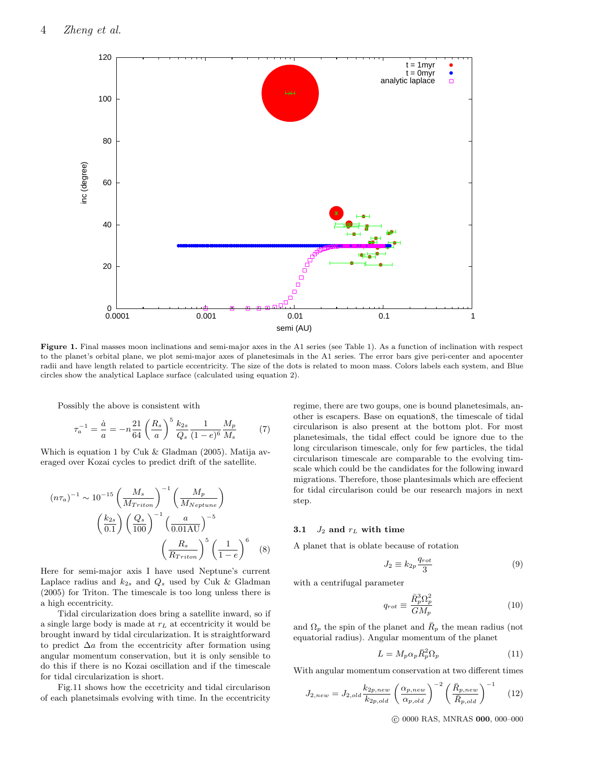**Figure 1.** Final masses moon inclinations and semi-major axes in the A1 series (see Table 1). As a function of inclination with respect to the planet's orbital plane, we plot semi-major axes of planetesimals in the A1 series. The error bars give peri-center and apocenter radii and have length related to particle eccentricity. The size of the dots is related to moon mass. Colors labels each system, and Blue circles show the analytical Laplace surface (calculated using equation 2).

Possibly the above is consistent with

$$\tau_a^{-1} = \frac{\dot{a}}{a} = -n\frac{21}{64}\left(\frac{R_s}{a}\right)^5 \frac{k_{2s}}{Q_s}\frac{1}{(1-e)^6}\frac{M_p}{M_s} \tag{7}$$

Which is equation 1 by Cuk & Gladman (2005). Matija averaged over Kozai cycles to predict drift of the satellite.

$$(n\tau_a)^{-1} \sim 10^{-15}\left(\frac{M_s}{M_{Triton}}\right)^{-1}\left(\frac{M_p}{M_{Neptune}}\right) \left(\frac{k_{2s}}{0.1}\right)\left(\frac{Q_s}{100}\right)^{-1}\left(\frac{a}{0.01\mathrm{AU}}\right)^{-5} \left(\frac{R_s}{R_{Triton}}\right)^5\left(\frac{1}{1-e}\right)^6 \tag{8}$$

Here for semi-major axis I have used Neptune's current Laplace radius and $k_{2s}$ and $Q_s$ used by Cuk & Gladman (2005) for Triton. The timescale is too long unless there is a high eccentricity.

Tidal circularization does bring a satellite inward, so if a single large body is made at $r_L$ at eccentricity it would be brought inward by tidal circularization. It is straightforward to predict $\Delta a$ from the eccentricity after formation using angular momentum conservation, but it is only sensible to do this if there is no Kozai oscillation and if the timescale for tidal circularization is short.

Fig.11 shows how the eccetricity and tidal circularison of each planetsimals evolving with time. In the eccentricity regime, there are two goups, one is bound planetesimals, another is escapers. Base on equation8, the timescale of tidal circularison is also present at the bottom plot. For most planetesimals, the tidal effect could be ignore due to the long circularison timescale, only for few particles, the tidal circularison timescale are comparable to the evolving timscale which could be the candidates for the following inward migrations. Therefore, those plantesimals which are effecient for tidal circularison could be our research majors in next step.

### 3.1 $J_2$ and $r_L$ with time

A planet that is oblate because of rotation

$$J_2 \equiv k_{2p}\frac{q_{rot}}{3} \tag{9}$$

with a centrifugal parameter

$$q_{rot} \equiv \frac{\bar{R}_p^3\Omega_p^2}{GM_p} \tag{10}$$

and $\Omega_p$ the spin of the planet and $\bar{R}_p$ the mean radius (not equatorial radius). Angular momentum of the planet

$$L = M_p\alpha_p\bar{R}_p^2\Omega_p \tag{11}$$

With angular momentum conservation at two different times

$$J_{2,new} = J_{2,old}\frac{k_{2p,new}}{k_{2p,old}}\left(\frac{\alpha_{p,new}}{\alpha_{p,old}}\right)^{-2}\left(\frac{\bar{R}_{p,new}}{\bar{R}_{p,old}}\right)^{-1} \tag{12}$$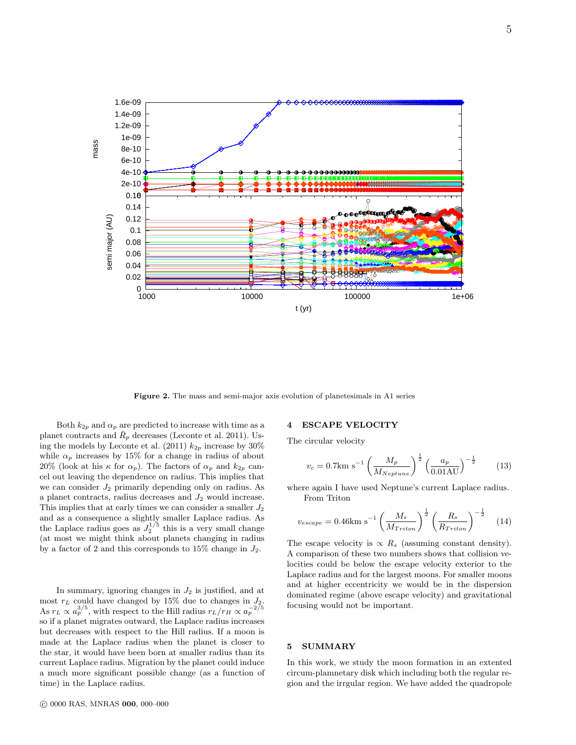**Figure 2.** The mass and semi-major axis evolution of planetesimals in A1 series

Both $k_{2p}$ and $\alpha_p$ are predicted to increase with time as a planet contracts and $\bar{R}_p$ decreases (Leconte et al. 2011). Using the models by Leconte et al. (2011) $k_{2p}$ increase by 30% while $\alpha_p$ increases by 15% for a change in radius of about 20% (look at his $\kappa$ for $\alpha_p$). The factors of $\alpha_p$ and $k_{2p}$ cancel out leaving the dependence on radius. This implies that we can consider $J_2$ primarily depending only on radius. As a planet contracts, radius decreases and $J_2$ would increase. This implies that at early times we can consider a smaller $J_2$ and as a consequence a slightly smaller Laplace radius. As the Laplace radius goes as $J_2^{1/5}$ this is a very small change (at most we might think about planets changing in radius by a factor of 2 and this corresponds to 15% change in $J_2$.

In summary, ignoring changes in $J_2$ is justified, and at most $r_L$ could have changed by 15% due to changes in $J_2$. As $r_L \propto a_p^{3/5}$, with respect to the Hill radius $r_L/r_H \propto a_p^{-2/5}$ so if a planet migrates outward, the Laplace radius increases but decreases with respect to the Hill radius. If a moon is made at the Laplace radius when the planet is closer to the star, it would have been born at smaller radius than its current Laplace radius. Migration by the planet could induce a much more significant possible change (as a function of time) in the Laplace radius.

## 4 ESCAPE VELOCITY

The circular velocity

$$v_c = 0.7\text{km s}^{-1} \left(\frac{M_p}{M_{Neptune}}\right)^{\frac{1}{2}} \left(\frac{a_p}{0.01\text{AU}}\right)^{-\frac{1}{2}} \quad (13)$$

where again I have used Neptune's current Laplace radius.

From Triton

$$v_{escape} = 0.46\text{km s}^{-1} \left(\frac{M_s}{M_{Triton}}\right)^{\frac{1}{2}} \left(\frac{R_s}{R_{Triton}}\right)^{-\frac{1}{2}} \quad (14)$$

The escape velocity is $\propto R_s$ (assuming constant density). A comparison of these two numbers shows that collision velocities could be below the escape velocity exterior to the Laplace radius and for the largest moons. For smaller moons and at higher eccentricity we would be in the dispersion dominated regime (above escape velocity) and gravitational focusing would not be important.

## 5 SUMMARY

In this work, we study the moon formation in an extented circum-plamnetary disk which including both the regular region and the irrgular region. We have added the quadropole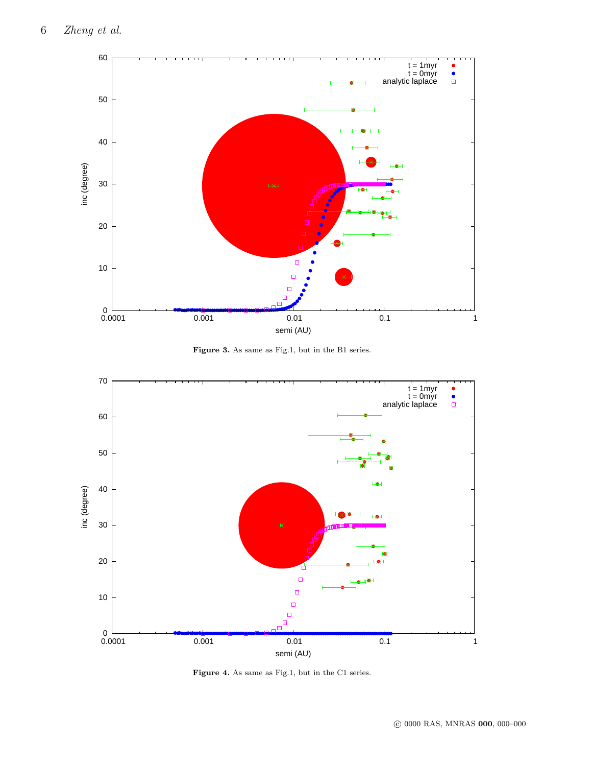**Figure 3.** As same as Fig.1, but in the B1 series.

**Figure 4.** As same as Fig.1, but in the C1 series.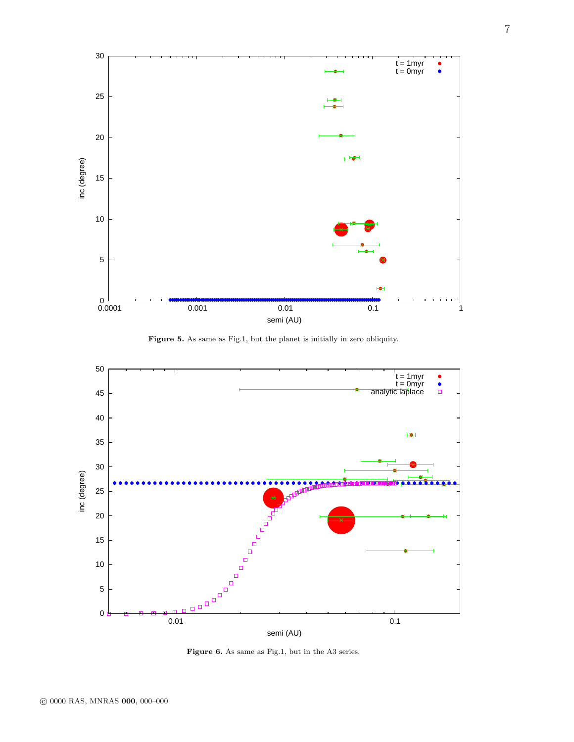**Figure 5.** As same as Fig.1, but the planet is initially in zero obliquity.

**Figure 6.** As same as Fig.1, but in the A3 series.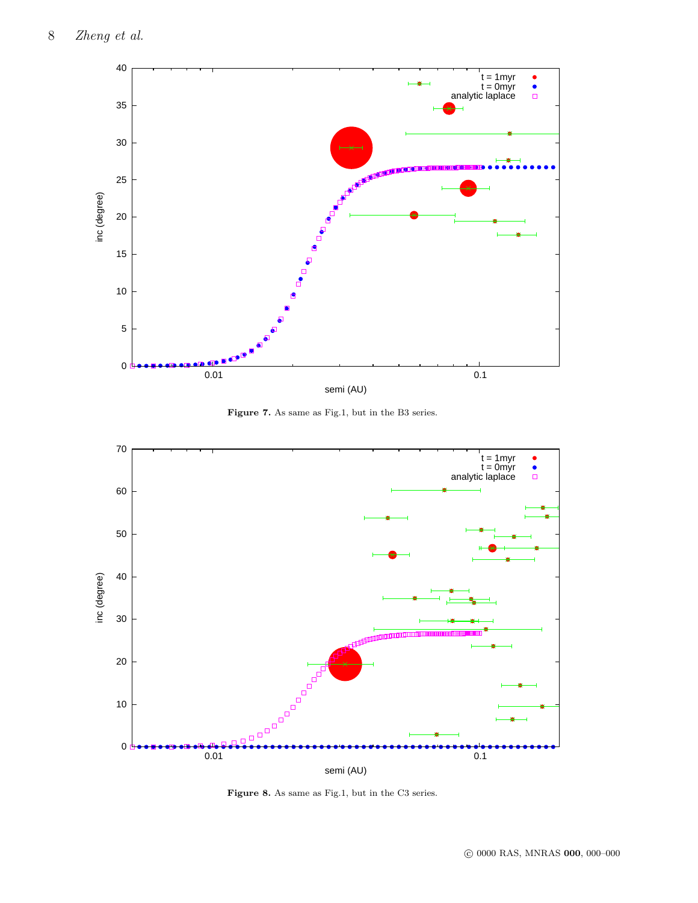**Figure 7.** As same as Fig.1, but in the B3 series.

**Figure 8.** As same as Fig.1, but in the C3 series.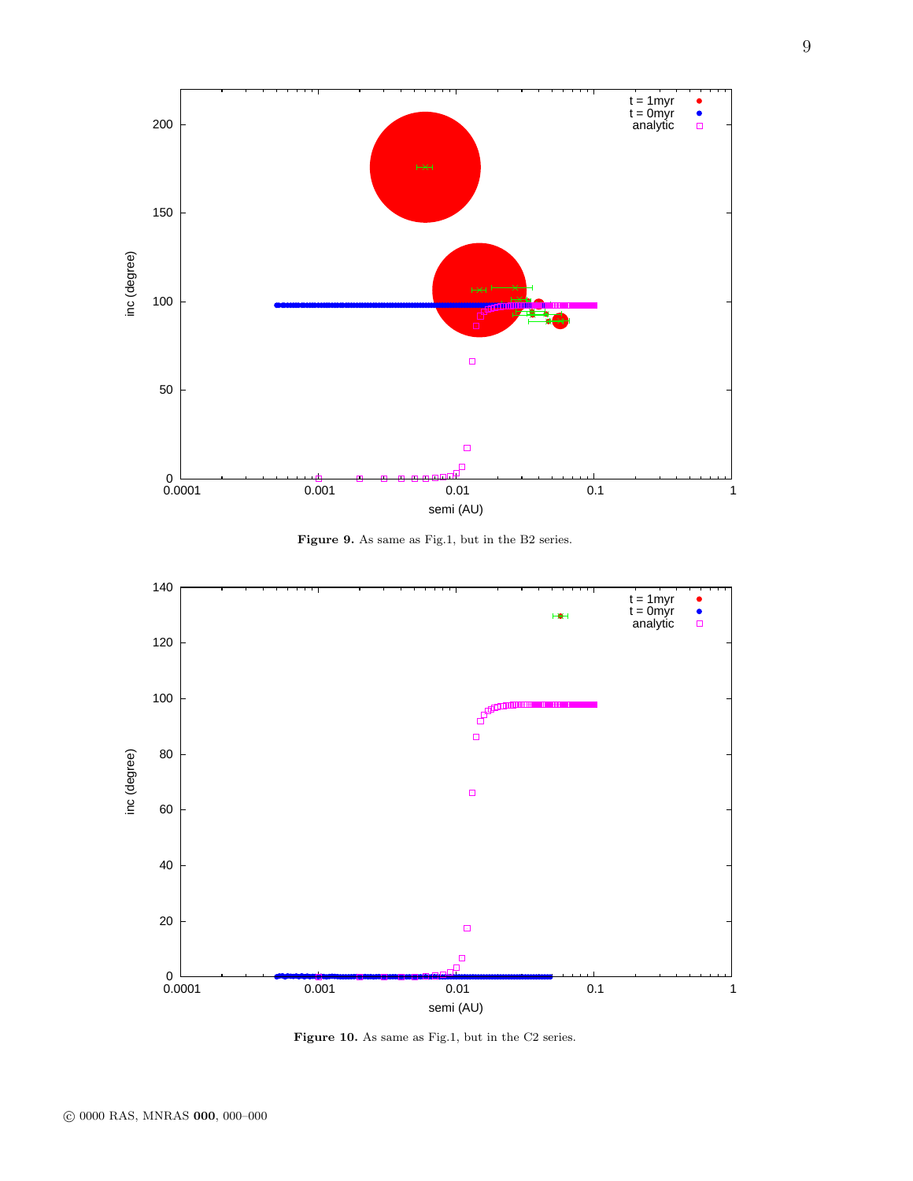**Figure 9.** As same as Fig.1, but in the B2 series.

**Figure 10.** As same as Fig.1, but in the C2 series.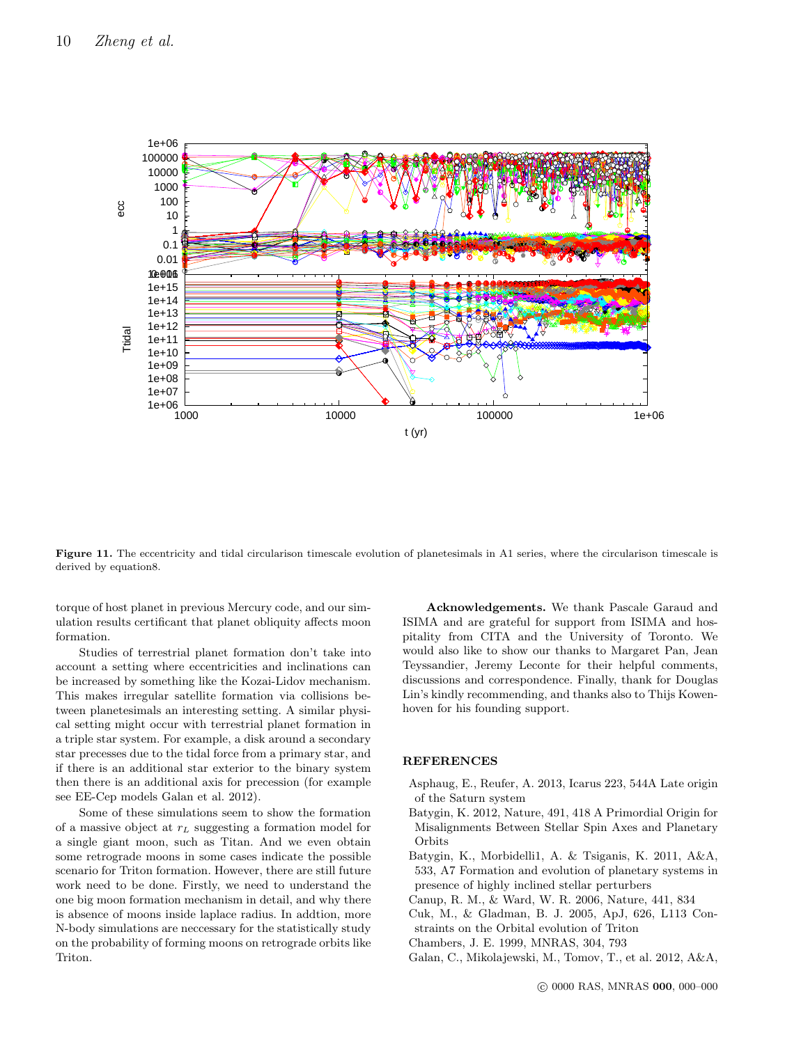**Figure 11.** The eccentricity and tidal circularison timescale evolution of planetesimals in A1 series, where the circularison timescale is derived by equation8.

torque of host planet in previous Mercury code, and our simulation results certificant that planet obliquity affects moon formation.

Studies of terrestrial planet formation don't take into account a setting where eccentricities and inclinations can be increased by something like the Kozai-Lidov mechanism. This makes irregular satellite formation via collisions between planetesimals an interesting setting. A similar physical setting might occur with terrestrial planet formation in a triple star system. For example, a disk around a secondary star precesses due to the tidal force from a primary star, and if there is an additional star exterior to the binary system then there is an additional axis for precession (for example see EE-Cep models Galan et al. 2012).

Some of these simulations seem to show the formation of a massive object at $r_L$ suggesting a formation model for a single giant moon, such as Titan. And we even obtain some retrograde moons in some cases indicate the possible scenario for Triton formation. However, there are still future work need to be done. Firstly, we need to understand the one big moon formation mechanism in detail, and why there is absence of moons inside laplace radius. In addtion, more N-body simulations are neccessary for the statistically study on the probability of forming moons on retrograde orbits like Triton.

**Acknowledgements.** We thank Pascale Garaud and ISIMA and are grateful for support from ISIMA and hospitality from CITA and the University of Toronto. We would also like to show our thanks to Margaret Pan, Jean Teyssandier, Jeremy Leconte for their helpful comments, discussions and correspondence. Finally, thank for Douglas Lin's kindly recommending, and thanks also to Thijs Kowenhoven for his founding support.

## REFERENCES

Asphaug, E., Reufer, A. 2013, Icarus 223, 544A Late origin of the Saturn system

Batygin, K. 2012, Nature, 491, 418 A Primordial Origin for Misalignments Between Stellar Spin Axes and Planetary Orbits

Batygin, K., Morbidelli1, A. & Tsiganis, K. 2011, A&A, 533, A7 Formation and evolution of planetary systems in presence of highly inclined stellar perturbers

Canup, R. M., & Ward, W. R. 2006, Nature, 441, 834

Cuk, M., & Gladman, B. J. 2005, ApJ, 626, L113 Constraints on the Orbital evolution of Triton

Chambers, J. E. 1999, MNRAS, 304, 793

Galan, C., Mikolajewski, M., Tomov, T., et al. 2012, A&A,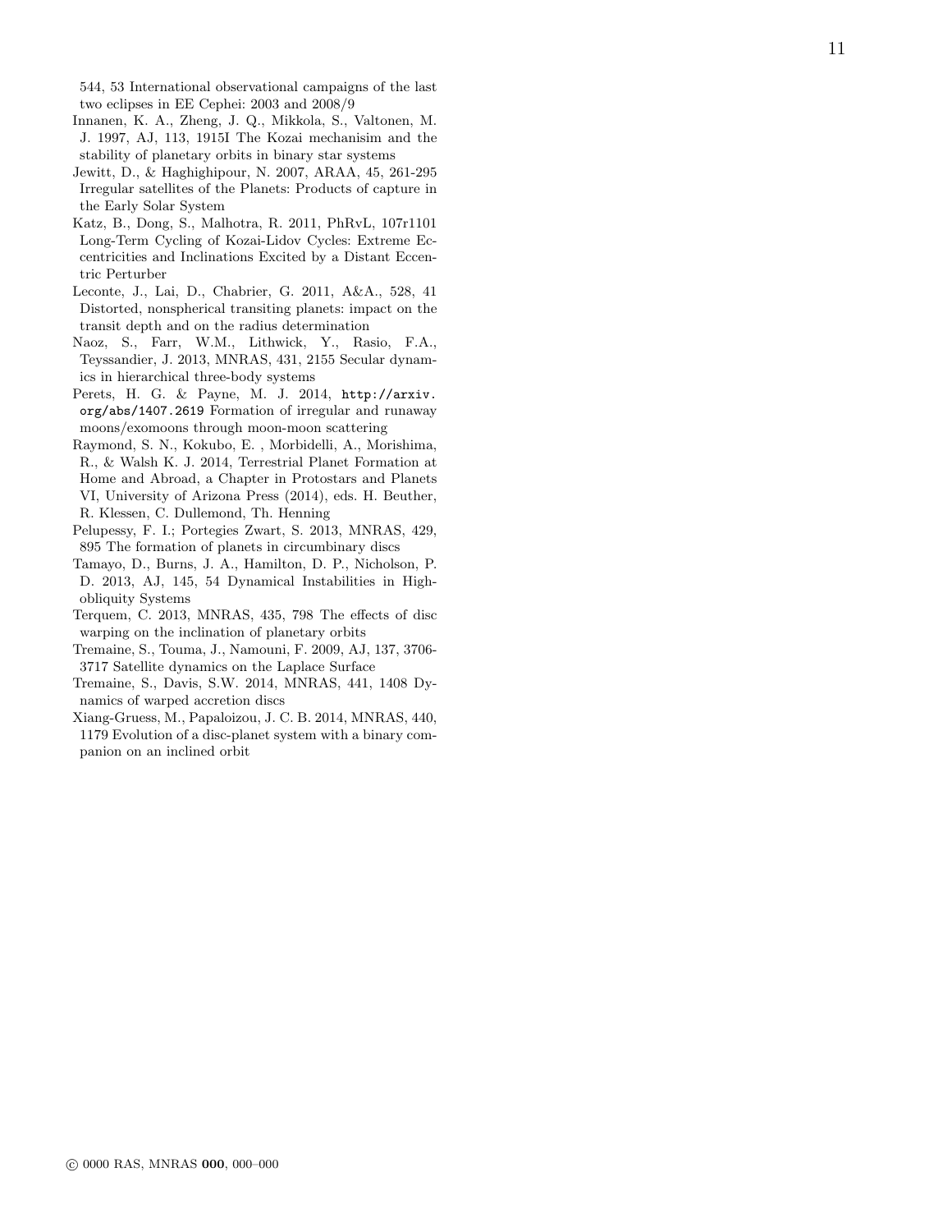544, 53 International observational campaigns of the last two eclipses in EE Cephei: 2003 and 2008/9

Innanen, K. A., Zheng, J. Q., Mikkola, S., Valtonen, M. J. 1997, AJ, 113, 1915I The Kozai mechanisim and the stability of planetary orbits in binary star systems

Jewitt, D., & Haghighipour, N. 2007, ARAA, 45, 261-295 Irregular satellites of the Planets: Products of capture in the Early Solar System

Katz, B., Dong, S., Malhotra, R. 2011, PhRvL, 107r1101 Long-Term Cycling of Kozai-Lidov Cycles: Extreme Eccentricities and Inclinations Excited by a Distant Eccentric Perturber

Leconte, J., Lai, D., Chabrier, G. 2011, A&A., 528, 41 Distorted, nonspherical transiting planets: impact on the transit depth and on the radius determination

Naoz, S., Farr, W.M., Lithwick, Y., Rasio, F.A., Teyssandier, J. 2013, MNRAS, 431, 2155 Secular dynamics in hierarchical three-body systems

Perets, H. G. & Payne, M. J. 2014, `http://arxiv.org/abs/1407.2619` Formation of irregular and runaway moons/exomoons through moon-moon scattering

Raymond, S. N., Kokubo, E. , Morbidelli, A., Morishima, R., & Walsh K. J. 2014, Terrestrial Planet Formation at Home and Abroad, a Chapter in Protostars and Planets VI, University of Arizona Press (2014), eds. H. Beuther, R. Klessen, C. Dullemond, Th. Henning

Pelupessy, F. I.; Portegies Zwart, S. 2013, MNRAS, 429, 895 The formation of planets in circumbinary discs

Tamayo, D., Burns, J. A., Hamilton, D. P., Nicholson, P. D. 2013, AJ, 145, 54 Dynamical Instabilities in High-obliquity Systems

Terquem, C. 2013, MNRAS, 435, 798 The effects of disc warping on the inclination of planetary orbits

Tremaine, S., Touma, J., Namouni, F. 2009, AJ, 137, 3706-3717 Satellite dynamics on the Laplace Surface

Tremaine, S., Davis, S.W. 2014, MNRAS, 441, 1408 Dynamics of warped accretion discs

Xiang-Gruess, M., Papaloizou, J. C. B. 2014, MNRAS, 440, 1179 Evolution of a disc-planet system with a binary companion on an inclined orbit